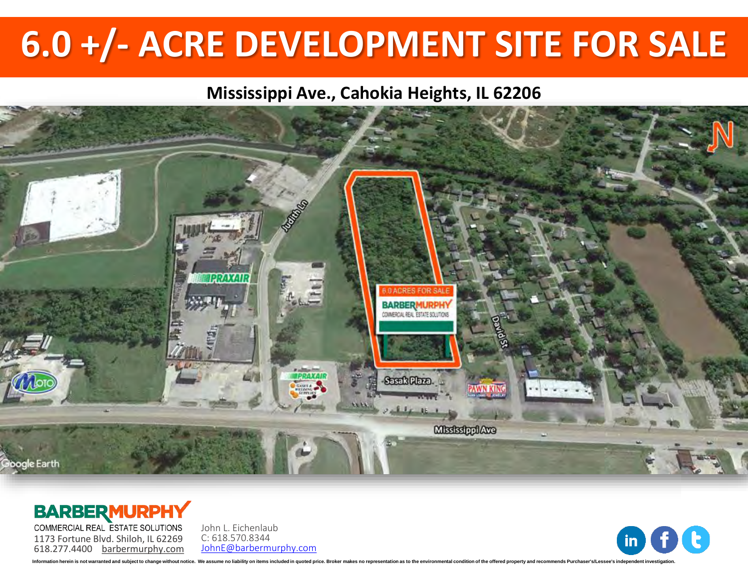# 6.0 +/- ACRE DEVELOPMENT SITE FOR SALE

## Mississippi Ave., Cahokia Heights, IL 62206

**BARBERMURPHY**
COMMERCIAL REAL ESTATE SOLUTIONS
1173 Fortune Blvd. Shiloh, IL 62269
618.277.4400 barbermurphy.com

John L. Eichenlaub
C: 618.570.8344
JohnE@barbermurphy.com

Information herein is not warranted and subject to change without notice. We assume no liability on items included in quoted price. Broker makes no representation as to the environmental condition of the offered property and recommends Purchaser's/Lessee's independent investigation.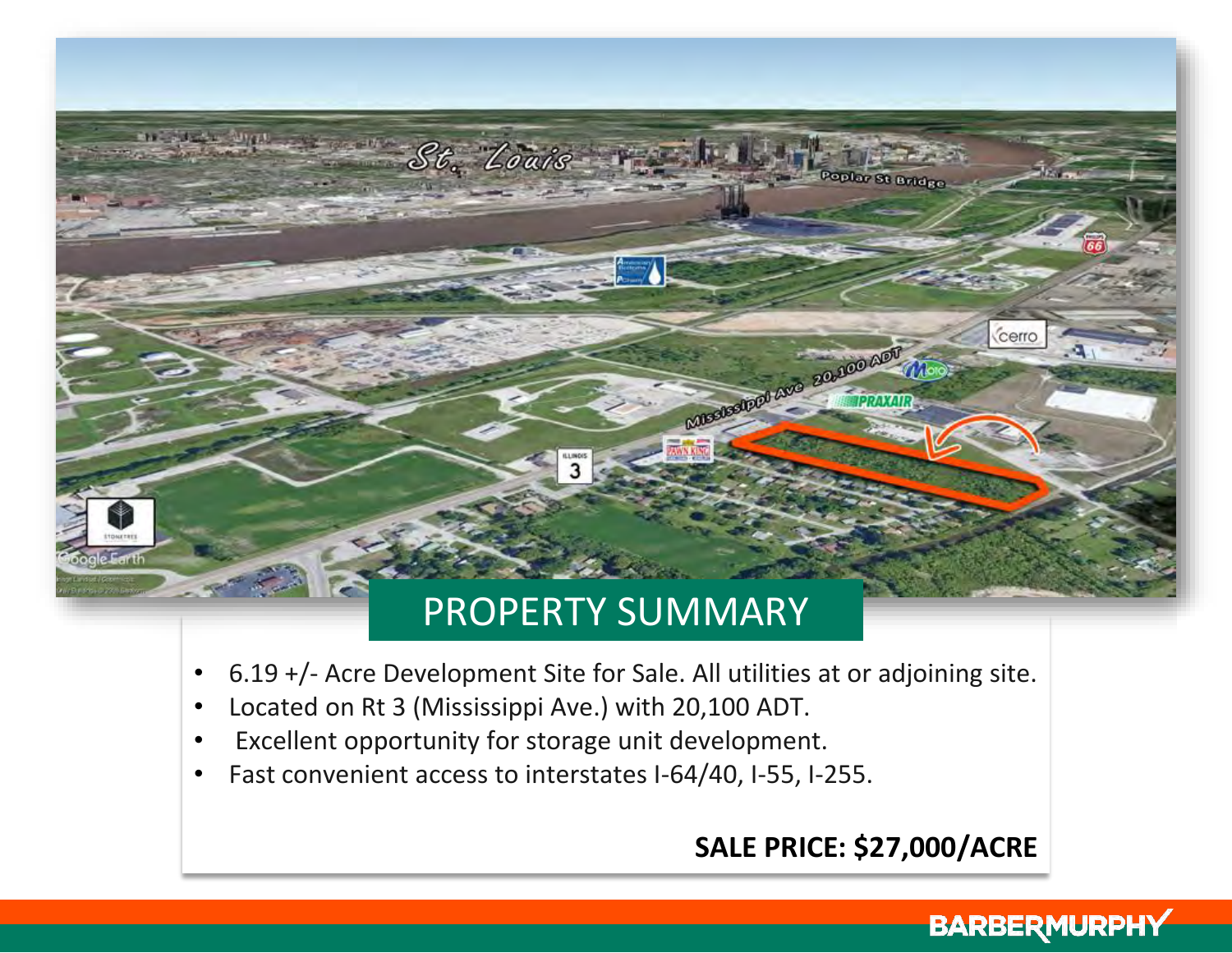## PROPERTY SUMMARY

- 6.19 +/- Acre Development Site for Sale. All utilities at or adjoining site.
- Located on Rt 3 (Mississippi Ave.) with 20,100 ADT.
- Excellent opportunity for storage unit development.
- Fast convenient access to interstates I-64/40, I-55, I-255.

**SALE PRICE: $27,000/ACRE**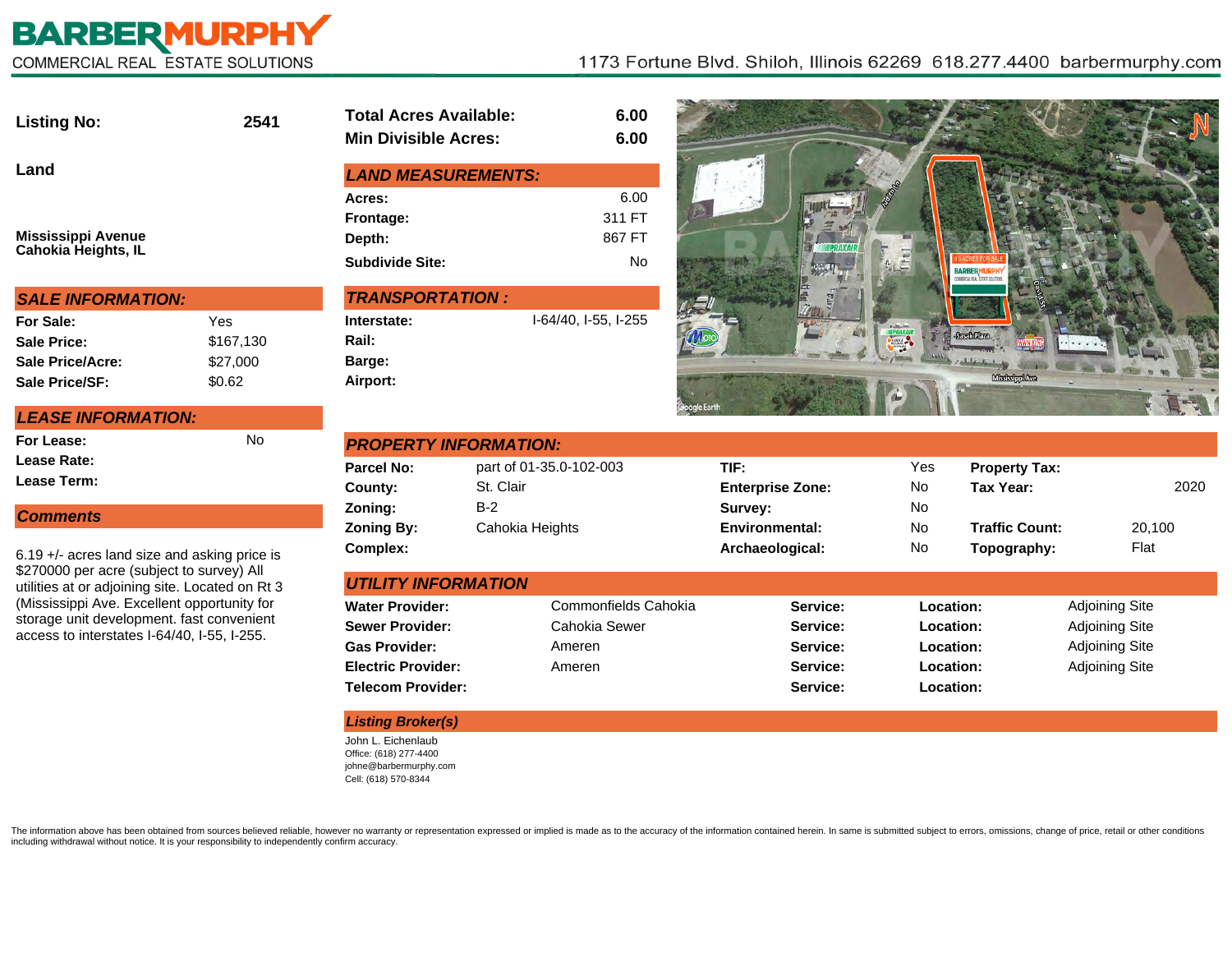**BARBERMURPHY**
COMMERCIAL REAL ESTATE SOLUTIONS

1173 Fortune Blvd. Shiloh, Illinois 62269 618.277.4400 barbermurphy.com

| | |
|---|---|
| **Listing No:** | **2541** |

**Land**

**Mississippi Avenue**
**Cahokia Heights, IL**

| | |
|---|---|
| **Total Acres Available:** | **6.00** |
| **Min Divisible Acres:** | **6.00** |

## *SALE INFORMATION:*

| | |
|---|---|
| **For Sale:** | Yes |
| **Sale Price:** | $167,130 |
| **Sale Price/Acre:** | $27,000 |
| **Sale Price/SF:** | $0.62 |

## *LEASE INFORMATION:*

| | |
|---|---|
| **For Lease:** | No |
| **Lease Rate:** | |
| **Lease Term:** | |

## *Comments*

6.19 +/- acres land size and asking price is $270000 per acre (subject to survey) All utilities at or adjoining site. Located on Rt 3 (Mississippi Ave. Excellent opportunity for storage unit development. fast convenient access to interstates I-64/40, I-55, I-255.

## *LAND MEASUREMENTS:*

| | |
|---|---|
| **Acres:** | 6.00 |
| **Frontage:** | 311 FT |
| **Depth:** | 867 FT |
| **Subdivide Site:** | No |

## *TRANSPORTATION :*

| | |
|---|---|
| **Interstate:** | I-64/40, I-55, I-255 |
| **Rail:** | |
| **Barge:** | |
| **Airport:** | |

## *PROPERTY INFORMATION:*

| | | | | | |
|---|---|---|---|---|---|
| **Parcel No:** | part of 01-35.0-102-003 | **TIF:** | Yes | **Property Tax:** | |
| **County:** | St. Clair | **Enterprise Zone:** | No | **Tax Year:** | 2020 |
| **Zoning:** | B-2 | **Survey:** | No | | |
| **Zoning By:** | Cahokia Heights | **Environmental:** | No | **Traffic Count:** | 20,100 |
| **Complex:** | | **Archaeological:** | No | **Topography:** | Flat |

## *UTILITY INFORMATION*

| | | | | | |
|---|---|---|---|---|---|
| **Water Provider:** | Commonfields Cahokia | **Service:** | | **Location:** | Adjoining Site |
| **Sewer Provider:** | Cahokia Sewer | **Service:** | | **Location:** | Adjoining Site |
| **Gas Provider:** | Ameren | **Service:** | | **Location:** | Adjoining Site |
| **Electric Provider:** | Ameren | **Service:** | | **Location:** | Adjoining Site |
| **Telecom Provider:** | | **Service:** | | **Location:** | |

## *Listing Broker(s)*

John L. Eichenlaub
Office: (618) 277-4400
johne@barbermurphy.com
Cell: (618) 570-8344

The information above has been obtained from sources believed reliable, however no warranty or representation expressed or implied is made as to the accuracy of the information contained herein. In same is submitted subject to errors, omissions, change of price, retail or other conditions including withdrawal without notice. It is your responsibility to independently confirm accuracy.